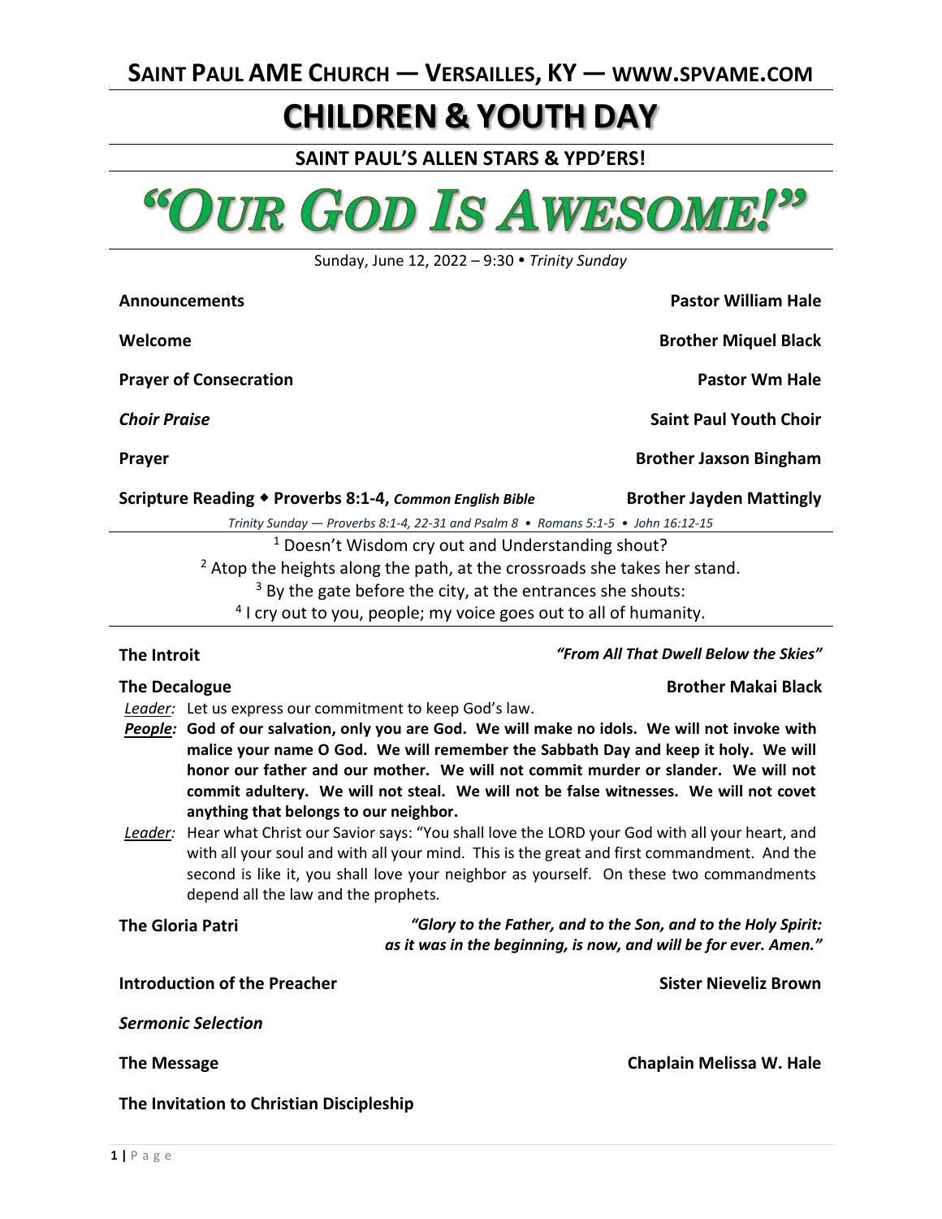## SAINT PAUL AME CHURCH — VERSAILLES, KY — WWW.SPVAME.COM

# CHILDREN & YOUTH DAY

### SAINT PAUL'S ALLEN STARS & YPD'ERS!

# "OUR GOD IS AWESOME!"

Sunday, June 12, 2022 – 9:30 • *Trinity Sunday*

**Announcements** — **Pastor William Hale**

**Welcome** — **Brother Miquel Black**

**Prayer of Consecration** — **Pastor Wm Hale**

***Choir Praise*** — **Saint Paul Youth Choir**

**Prayer** — **Brother Jaxson Bingham**

**Scripture Reading ◆ Proverbs 8:1-4, *Common English Bible*** — **Brother Jayden Mattingly**

*Trinity Sunday — Proverbs 8:1-4, 22-31 and Psalm 8 • Romans 5:1-5 • John 16:12-15*

1 Doesn't Wisdom cry out and Understanding shout?
2 Atop the heights along the path, at the crossroads she takes her stand.
3 By the gate before the city, at the entrances she shouts:
4 I cry out to you, people; my voice goes out to all of humanity.

**The Introit** — *"From All That Dwell Below the Skies"*

**The Decalogue** — **Brother Makai Black**

*Leader:* Let us express our commitment to keep God's law.

***People:*** **God of our salvation, only you are God. We will make no idols. We will not invoke with malice your name O God. We will remember the Sabbath Day and keep it holy. We will honor our father and our mother. We will not commit murder or slander. We will not commit adultery. We will not steal. We will not be false witnesses. We will not covet anything that belongs to our neighbor.**

*Leader:* Hear what Christ our Savior says: "You shall love the LORD your God with all your heart, and with all your soul and with all your mind. This is the great and first commandment. And the second is like it, you shall love your neighbor as yourself. On these two commandments depend all the law and the prophets.

**The Gloria Patri** — *"Glory to the Father, and to the Son, and to the Holy Spirit: as it was in the beginning, is now, and will be for ever. Amen."*

**Introduction of the Preacher** — **Sister Nieveliz Brown**

***Sermonic Selection***

**The Message** — **Chaplain Melissa W. Hale**

**The Invitation to Christian Discipleship**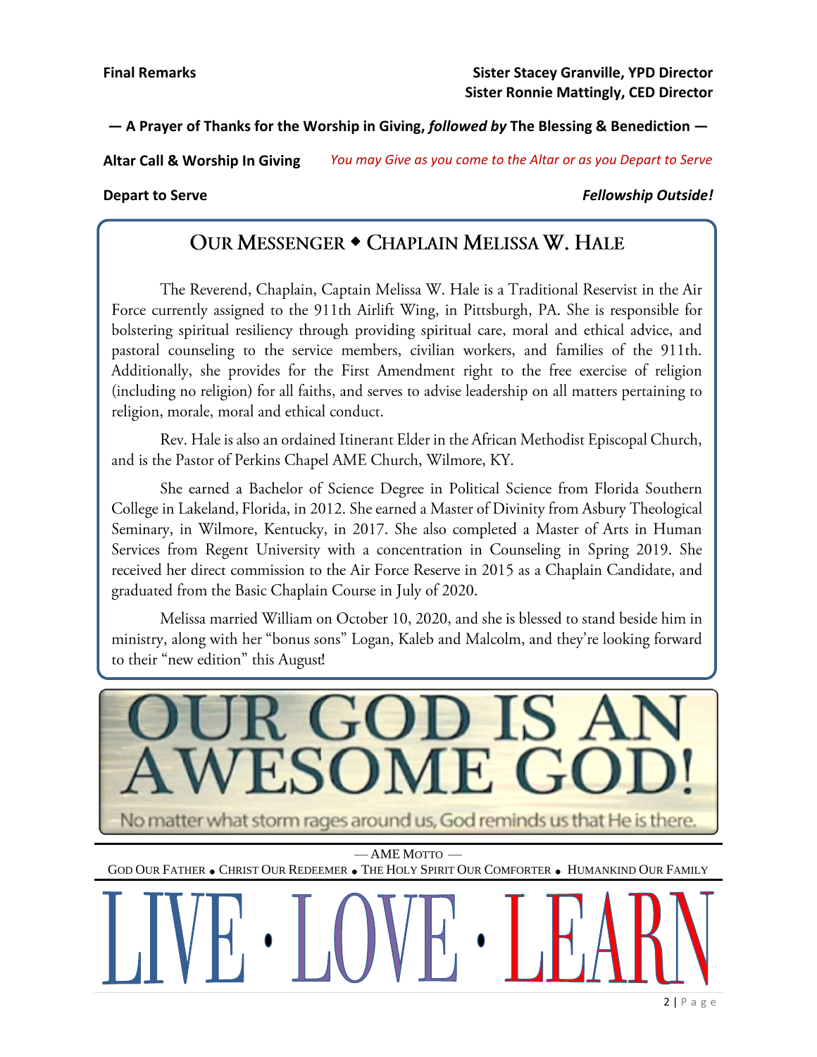**Final Remarks** — **Sister Stacey Granville, YPD Director**
**Sister Ronnie Mattingly, CED Director**

**— A Prayer of Thanks for the Worship in Giving, *followed by* The Blessing & Benediction —**

**Altar Call & Worship In Giving** — *You may Give as you come to the Altar or as you Depart to Serve*

**Depart to Serve** — ***Fellowship Outside!***

## OUR MESSENGER ◆ CHAPLAIN MELISSA W. HALE

The Reverend, Chaplain, Captain Melissa W. Hale is a Traditional Reservist in the Air Force currently assigned to the 911th Airlift Wing, in Pittsburgh, PA. She is responsible for bolstering spiritual resiliency through providing spiritual care, moral and ethical advice, and pastoral counseling to the service members, civilian workers, and families of the 911th. Additionally, she provides for the First Amendment right to the free exercise of religion (including no religion) for all faiths, and serves to advise leadership on all matters pertaining to religion, morale, moral and ethical conduct.

Rev. Hale is also an ordained Itinerant Elder in the African Methodist Episcopal Church, and is the Pastor of Perkins Chapel AME Church, Wilmore, KY.

She earned a Bachelor of Science Degree in Political Science from Florida Southern College in Lakeland, Florida, in 2012. She earned a Master of Divinity from Asbury Theological Seminary, in Wilmore, Kentucky, in 2017. She also completed a Master of Arts in Human Services from Regent University with a concentration in Counseling in Spring 2019. She received her direct commission to the Air Force Reserve in 2015 as a Chaplain Candidate, and graduated from the Basic Chaplain Course in July of 2020.

Melissa married William on October 10, 2020, and she is blessed to stand beside him in ministry, along with her "bonus sons" Logan, Kaleb and Malcolm, and they're looking forward to their "new edition" this August!

# OUR GOD IS AN AWESOME GOD!

No matter what storm rages around us, God reminds us that He is there.

— AME MOTTO —

GOD OUR FATHER • CHRIST OUR REDEEMER • THE HOLY SPIRIT OUR COMFORTER • HUMANKIND OUR FAMILY

# LIVE · LOVE · LEARN